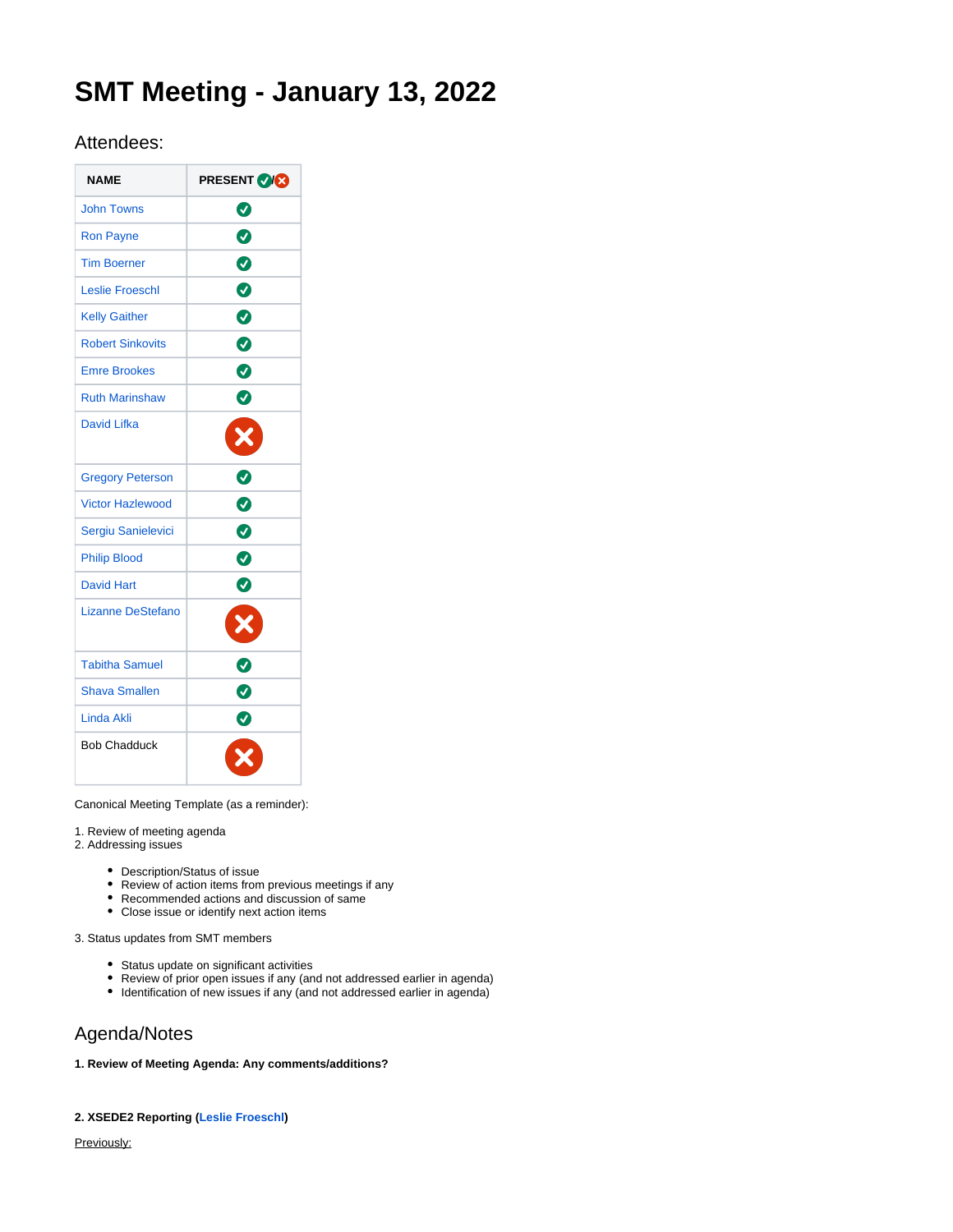# SMT Meeting - January 13, 2022

## Attendees:

| NAME | PRESENT ✅/❌ |
| --- | --- |
| John Towns | ✅ |
| Ron Payne | ✅ |
| Tim Boerner | ✅ |
| Leslie Froeschl | ✅ |
| Kelly Gaither | ✅ |
| Robert Sinkovits | ✅ |
| Emre Brookes | ✅ |
| Ruth Marinshaw | ✅ |
| David Lifka | ❌ |
| Gregory Peterson | ✅ |
| Victor Hazlewood | ✅ |
| Sergiu Sanielevici | ✅ |
| Philip Blood | ✅ |
| David Hart | ✅ |
| Lizanne DeStefano | ❌ |
| Tabitha Samuel | ✅ |
| Shava Smallen | ✅ |
| Linda Akli | ✅ |
| Bob Chadduck | ❌ |

Canonical Meeting Template (as a reminder):

1. Review of meeting agenda
2. Addressing issues
   - Description/Status of issue
   - Review of action items from previous meetings if any
   - Recommended actions and discussion of same
   - Close issue or identify next action items
3. Status updates from SMT members
   - Status update on significant activities
   - Review of prior open issues if any (and not addressed earlier in agenda)
   - Identification of new issues if any (and not addressed earlier in agenda)

## Agenda/Notes

**1. Review of Meeting Agenda: Any comments/additions?**

**2. XSEDE2 Reporting (Leslie Froeschl)**

Previously: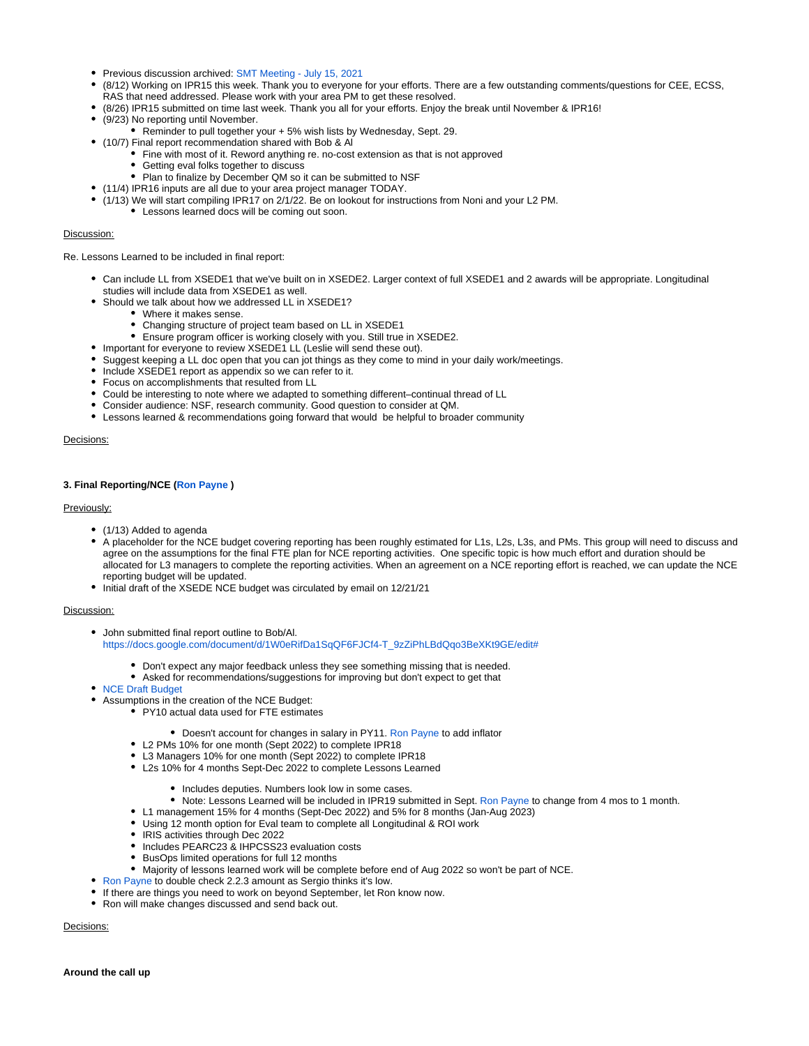- Previous discussion archived: SMT Meeting - July 15, 2021
- (8/12) Working on IPR15 this week. Thank you to everyone for your efforts. There are a few outstanding comments/questions for CEE, ECSS, RAS that need addressed. Please work with your area PM to get these resolved.
- (8/26) IPR15 submitted on time last week. Thank you all for your efforts. Enjoy the break until November & IPR16!
- (9/23) No reporting until November.
    - Reminder to pull together your + 5% wish lists by Wednesday, Sept. 29.
- (10/7) Final report recommendation shared with Bob & Al
    - Fine with most of it. Reword anything re. no-cost extension as that is not approved
    - Getting eval folks together to discuss
    - Plan to finalize by December QM so it can be submitted to NSF
- (11/4) IPR16 inputs are all due to your area project manager TODAY.
- (1/13) We will start compiling IPR17 on 2/1/22. Be on lookout for instructions from Noni and your L2 PM.
    - Lessons learned docs will be coming out soon.

Discussion:

Re. Lessons Learned to be included in final report:

- Can include LL from XSEDE1 that we've built on in XSEDE2. Larger context of full XSEDE1 and 2 awards will be appropriate. Longitudinal studies will include data from XSEDE1 as well.
- Should we talk about how we addressed LL in XSEDE1?
    - Where it makes sense.
    - Changing structure of project team based on LL in XSEDE1
    - Ensure program officer is working closely with you. Still true in XSEDE2.
- Important for everyone to review XSEDE1 LL (Leslie will send these out).
- Suggest keeping a LL doc open that you can jot things as they come to mind in your daily work/meetings.
- Include XSEDE1 report as appendix so we can refer to it.
- Focus on accomplishments that resulted from LL
- Could be interesting to note where we adapted to something different–continual thread of LL
- Consider audience: NSF, research community. Good question to consider at QM.
- Lessons learned & recommendations going forward that would be helpful to broader community

Decisions:

**3. Final Reporting/NCE (Ron Payne )**

Previously:

- (1/13) Added to agenda
- A placeholder for the NCE budget covering reporting has been roughly estimated for L1s, L2s, L3s, and PMs. This group will need to discuss and agree on the assumptions for the final FTE plan for NCE reporting activities. One specific topic is how much effort and duration should be allocated for L3 managers to complete the reporting activities. When an agreement on a NCE reporting effort is reached, we can update the NCE reporting budget will be updated.
- Initial draft of the XSEDE NCE budget was circulated by email on 12/21/21

Discussion:

- John submitted final report outline to Bob/Al.
  https://docs.google.com/document/d/1W0eRifDa1SqQF6FJCf4-T_9zZiPhLBdQqo3BeXKt9GE/edit#
    - Don't expect any major feedback unless they see something missing that is needed.
    - Asked for recommendations/suggestions for improving but don't expect to get that
- NCE Draft Budget
- Assumptions in the creation of the NCE Budget:
    - PY10 actual data used for FTE estimates
        - Doesn't account for changes in salary in PY11. Ron Payne to add inflator
    - L2 PMs 10% for one month (Sept 2022) to complete IPR18
    - L3 Managers 10% for one month (Sept 2022) to complete IPR18
    - L2s 10% for 4 months Sept-Dec 2022 to complete Lessons Learned
        - Includes deputies. Numbers look low in some cases.
        - Note: Lessons Learned will be included in IPR19 submitted in Sept. Ron Payne to change from 4 mos to 1 month.
    - L1 management 15% for 4 months (Sept-Dec 2022) and 5% for 8 months (Jan-Aug 2023)
    - Using 12 month option for Eval team to complete all Longitudinal & ROI work
    - IRIS activities through Dec 2022
    - Includes PEARC23 & IHPCSS23 evaluation costs
    - BusOps limited operations for full 12 months
    - Majority of lessons learned work will be complete before end of Aug 2022 so won't be part of NCE.
- Ron Payne to double check 2.2.3 amount as Sergio thinks it's low.
- If there are things you need to work on beyond September, let Ron know now.
- Ron will make changes discussed and send back out.

Decisions:

**Around the call up**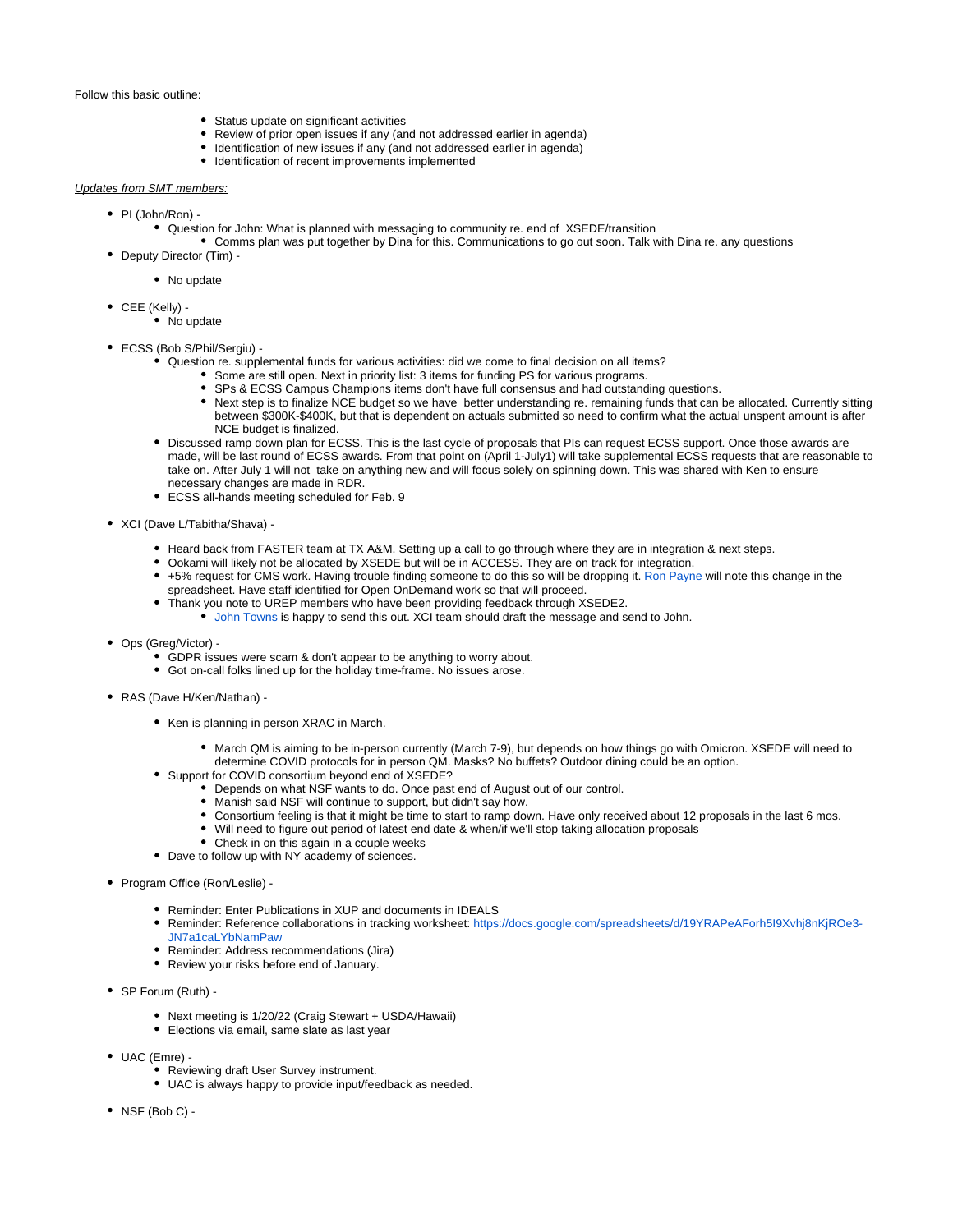Follow this basic outline:

- Status update on significant activities
- Review of prior open issues if any (and not addressed earlier in agenda)
- Identification of new issues if any (and not addressed earlier in agenda)
- Identification of recent improvements implemented

*Updates from SMT members:*

- PI (John/Ron) -
  - Question for John: What is planned with messaging to community re. end of XSEDE/transition
    - Comms plan was put together by Dina for this. Communications to go out soon. Talk with Dina re. any questions
- Deputy Director (Tim) -
  - No update
- CEE (Kelly) -
  - No update
- ECSS (Bob S/Phil/Sergiu) -
  - Question re. supplemental funds for various activities: did we come to final decision on all items?
    - Some are still open. Next in priority list: 3 items for funding PS for various programs.
    - SPs & ECSS Campus Champions items don't have full consensus and had outstanding questions.
    - Next step is to finalize NCE budget so we have better understanding re. remaining funds that can be allocated. Currently sitting between $300K-$400K, but that is dependent on actuals submitted so need to confirm what the actual unspent amount is after NCE budget is finalized.
  - Discussed ramp down plan for ECSS. This is the last cycle of proposals that PIs can request ECSS support. Once those awards are made, will be last round of ECSS awards. From that point on (April 1-July1) will take supplemental ECSS requests that are reasonable to take on. After July 1 will not take on anything new and will focus solely on spinning down. This was shared with Ken to ensure necessary changes are made in RDR.
  - ECSS all-hands meeting scheduled for Feb. 9
- XCI (Dave L/Tabitha/Shava) -
  - Heard back from FASTER team at TX A&M. Setting up a call to go through where they are in integration & next steps.
  - Ookami will likely not be allocated by XSEDE but will be in ACCESS. They are on track for integration.
  - +5% request for CMS work. Having trouble finding someone to do this so will be dropping it. Ron Payne will note this change in the spreadsheet. Have staff identified for Open OnDemand work so that will proceed.
  - Thank you note to UREP members who have been providing feedback through XSEDE2.
    - John Towns is happy to send this out. XCI team should draft the message and send to John.
- Ops (Greg/Victor) -
  - GDPR issues were scam & don't appear to be anything to worry about.
  - Got on-call folks lined up for the holiday time-frame. No issues arose.
- RAS (Dave H/Ken/Nathan) -
  - Ken is planning in person XRAC in March.
    - March QM is aiming to be in-person currently (March 7-9), but depends on how things go with Omicron. XSEDE will need to determine COVID protocols for in person QM. Masks? No buffets? Outdoor dining could be an option.
  - Support for COVID consortium beyond end of XSEDE?
    - Depends on what NSF wants to do. Once past end of August out of our control.
    - Manish said NSF will continue to support, but didn't say how.
    - Consortium feeling is that it might be time to start to ramp down. Have only received about 12 proposals in the last 6 mos.
    - Will need to figure out period of latest end date & when/if we'll stop taking allocation proposals
    - Check in on this again in a couple weeks
  - Dave to follow up with NY academy of sciences.
- Program Office (Ron/Leslie) -
  - Reminder: Enter Publications in XUP and documents in IDEALS
  - Reminder: Reference collaborations in tracking worksheet: https://docs.google.com/spreadsheets/d/19YRAPeAForh5I9Xvhj8nKjROe3-JN7a1caLYbNamPaw
  - Reminder: Address recommendations (Jira)
  - Review your risks before end of January.
- SP Forum (Ruth) -
  - Next meeting is 1/20/22 (Craig Stewart + USDA/Hawaii)
  - Elections via email, same slate as last year
- UAC (Emre) -
  - Reviewing draft User Survey instrument.
  - UAC is always happy to provide input/feedback as needed.
- NSF (Bob C) -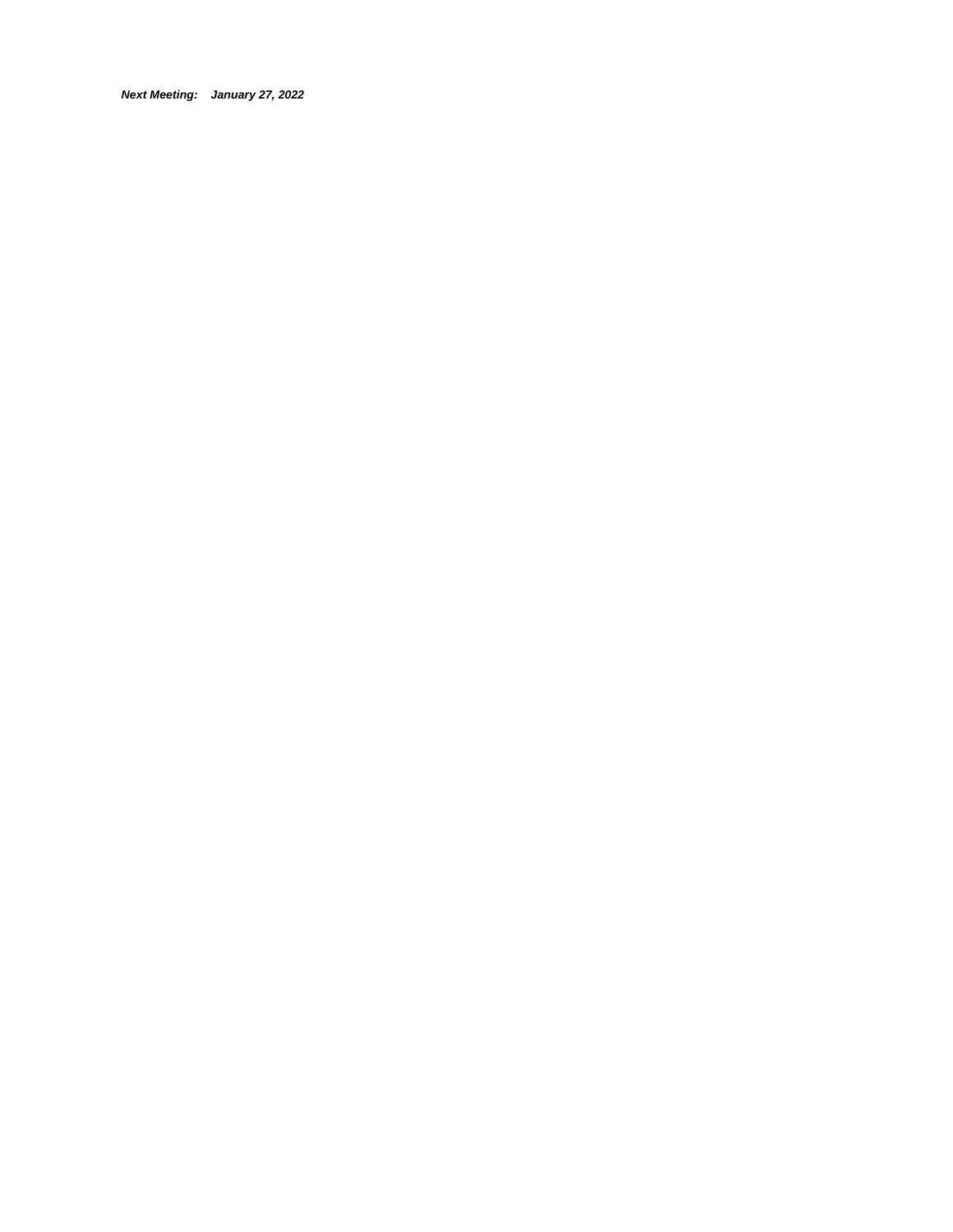***Next Meeting: January 27, 2022***